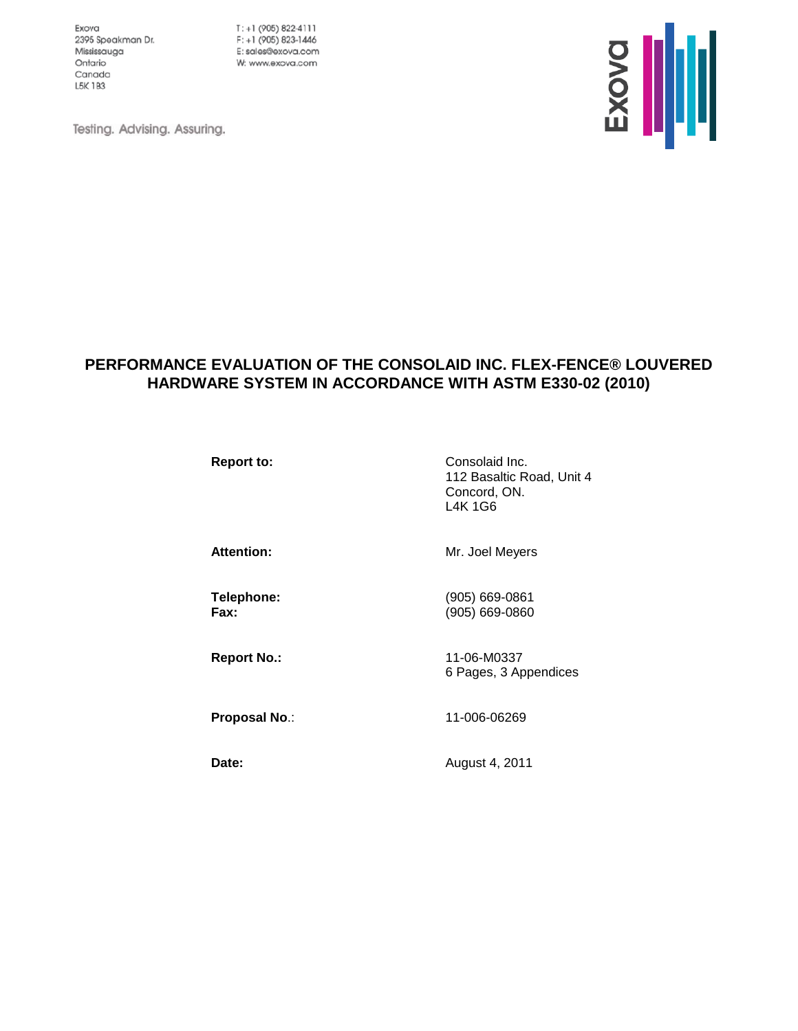Exova
2395 Speakman Dr.
Mississauga
Ontario
Canada
L5K 1B3

T: +1 (905) 822-4111
F: +1 (905) 823-1446
E: sales@exova.com
W: www.exova.com

Testing. Advising. Assuring.

# PERFORMANCE EVALUATION OF THE CONSOLAID INC. FLEX-FENCE® LOUVERED HARDWARE SYSTEM IN ACCORDANCE WITH ASTM E330-02 (2010)

**Report to:** Consolaid Inc.
112 Basaltic Road, Unit 4
Concord, ON.
L4K 1G6

**Attention:** Mr. Joel Meyers

**Telephone:** (905) 669-0861
**Fax:** (905) 669-0860

**Report No.:** 11-06-M0337
6 Pages, 3 Appendices

**Proposal No.**: 11-006-06269

**Date:** August 4, 2011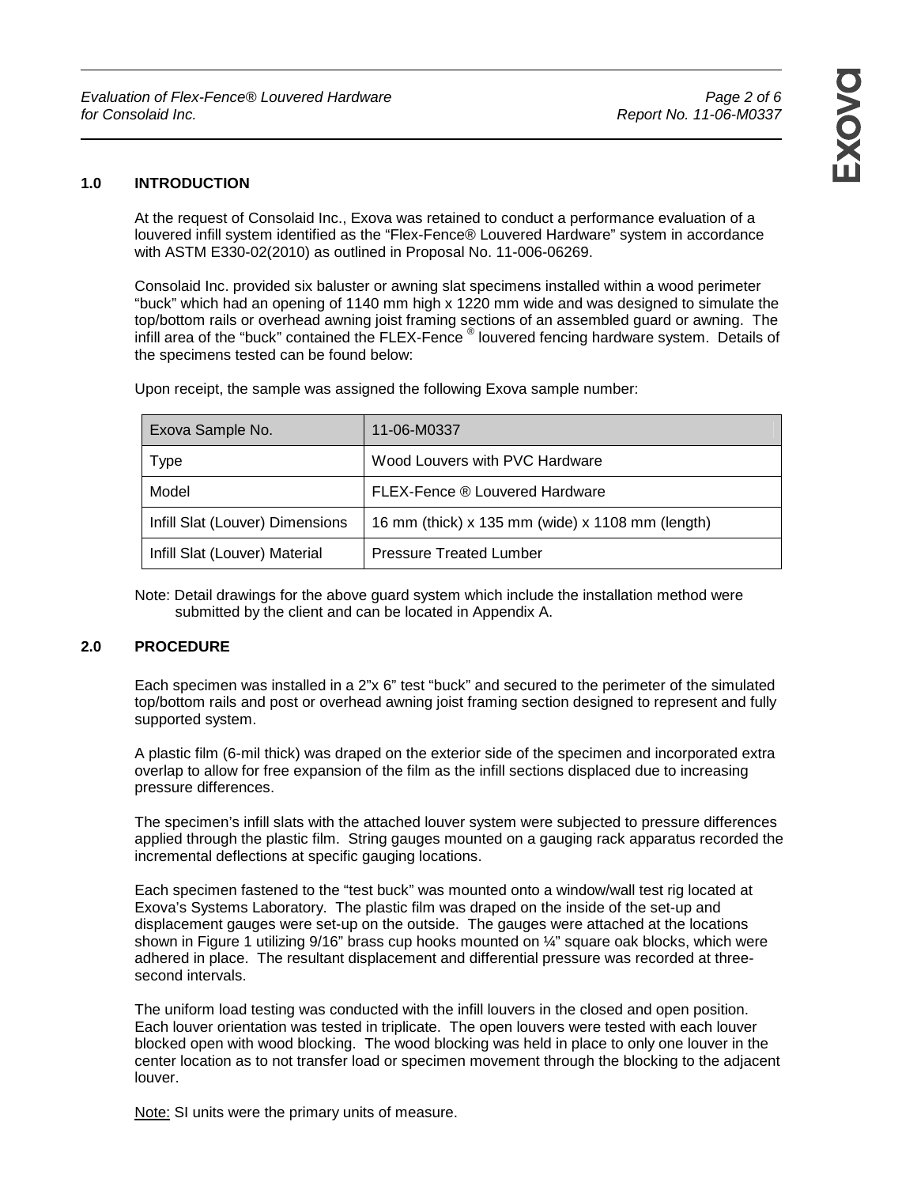## 1.0 INTRODUCTION

At the request of Consolaid Inc., Exova was retained to conduct a performance evaluation of a louvered infill system identified as the "Flex-Fence® Louvered Hardware" system in accordance with ASTM E330-02(2010) as outlined in Proposal No. 11-006-06269.

Consolaid Inc. provided six baluster or awning slat specimens installed within a wood perimeter "buck" which had an opening of 1140 mm high x 1220 mm wide and was designed to simulate the top/bottom rails or overhead awning joist framing sections of an assembled guard or awning. The infill area of the "buck" contained the FLEX-Fence ® louvered fencing hardware system. Details of the specimens tested can be found below:

Upon receipt, the sample was assigned the following Exova sample number:

| Exova Sample No. | 11-06-M0337 |
|---|---|
| Type | Wood Louvers with PVC Hardware |
| Model | FLEX-Fence ® Louvered Hardware |
| Infill Slat (Louver) Dimensions | 16 mm (thick) x 135 mm (wide) x 1108 mm (length) |
| Infill Slat (Louver) Material | Pressure Treated Lumber |

Note: Detail drawings for the above guard system which include the installation method were submitted by the client and can be located in Appendix A.

## 2.0 PROCEDURE

Each specimen was installed in a 2"x 6" test "buck" and secured to the perimeter of the simulated top/bottom rails and post or overhead awning joist framing section designed to represent and fully supported system.

A plastic film (6-mil thick) was draped on the exterior side of the specimen and incorporated extra overlap to allow for free expansion of the film as the infill sections displaced due to increasing pressure differences.

The specimen's infill slats with the attached louver system were subjected to pressure differences applied through the plastic film. String gauges mounted on a gauging rack apparatus recorded the incremental deflections at specific gauging locations.

Each specimen fastened to the "test buck" was mounted onto a window/wall test rig located at Exova's Systems Laboratory. The plastic film was draped on the inside of the set-up and displacement gauges were set-up on the outside. The gauges were attached at the locations shown in Figure 1 utilizing 9/16" brass cup hooks mounted on ¼" square oak blocks, which were adhered in place. The resultant displacement and differential pressure was recorded at three-second intervals.

The uniform load testing was conducted with the infill louvers in the closed and open position. Each louver orientation was tested in triplicate. The open louvers were tested with each louver blocked open with wood blocking. The wood blocking was held in place to only one louver in the center location as to not transfer load or specimen movement through the blocking to the adjacent louver.

Note: SI units were the primary units of measure.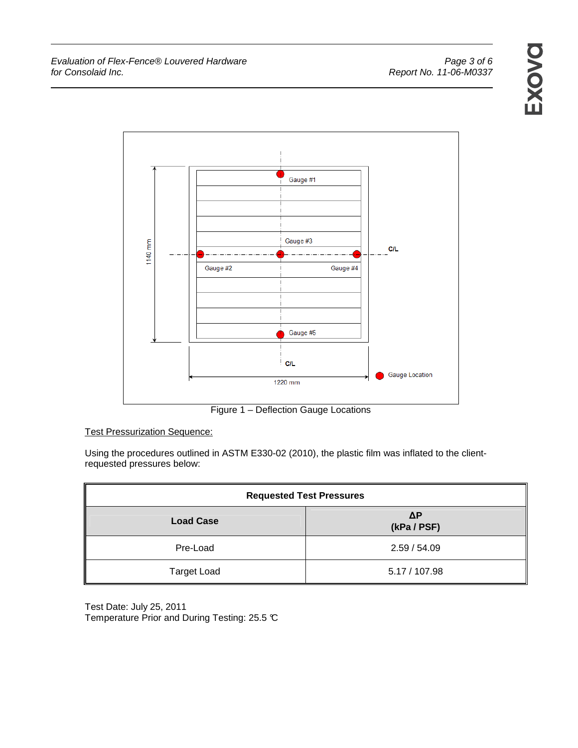Figure 1 – Deflection Gauge Locations

<u>Test Pressurization Sequence:</u>

Using the procedures outlined in ASTM E330-02 (2010), the plastic film was inflated to the client-requested pressures below:

| Requested Test Pressures | |
|---|---|
| **Load Case** | **ΔP (kPa / PSF)** |
| Pre-Load | 2.59 / 54.09 |
| Target Load | 5.17 / 107.98 |

Test Date: July 25, 2011
Temperature Prior and During Testing: 25.5 ℃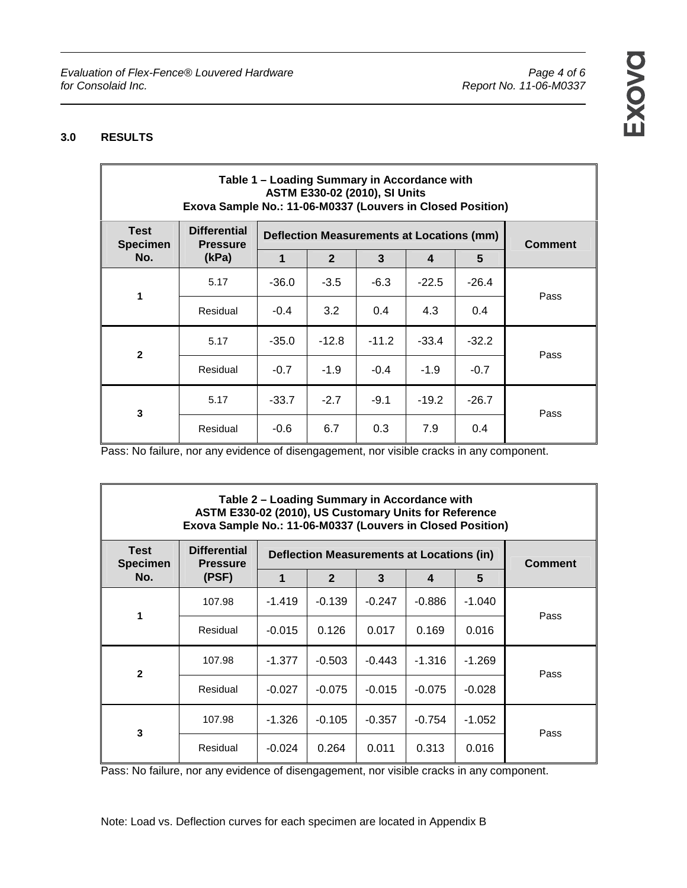## 3.0 RESULTS

**Table 1 – Loading Summary in Accordance with ASTM E330-02 (2010), SI Units Exova Sample No.: 11-06-M0337 (Louvers in Closed Position)**

| Test Specimen No. | Differential Pressure (kPa) | Deflection Measurements at Locations (mm) | | | | | Comment |
|---|---|---|---|---|---|---|---|
| | | 1 | 2 | 3 | 4 | 5 | |
| 1 | 5.17 | -36.0 | -3.5 | -6.3 | -22.5 | -26.4 | Pass |
| | Residual | -0.4 | 3.2 | 0.4 | 4.3 | 0.4 | |
| 2 | 5.17 | -35.0 | -12.8 | -11.2 | -33.4 | -32.2 | Pass |
| | Residual | -0.7 | -1.9 | -0.4 | -1.9 | -0.7 | |
| 3 | 5.17 | -33.7 | -2.7 | -9.1 | -19.2 | -26.7 | Pass |
| | Residual | -0.6 | 6.7 | 0.3 | 7.9 | 0.4 | |

Pass: No failure, nor any evidence of disengagement, nor visible cracks in any component.

**Table 2 – Loading Summary in Accordance with ASTM E330-02 (2010), US Customary Units for Reference Exova Sample No.: 11-06-M0337 (Louvers in Closed Position)**

| Test Specimen No. | Differential Pressure (PSF) | Deflection Measurements at Locations (in) | | | | | Comment |
|---|---|---|---|---|---|---|---|
| | | 1 | 2 | 3 | 4 | 5 | |
| 1 | 107.98 | -1.419 | -0.139 | -0.247 | -0.886 | -1.040 | Pass |
| | Residual | -0.015 | 0.126 | 0.017 | 0.169 | 0.016 | |
| 2 | 107.98 | -1.377 | -0.503 | -0.443 | -1.316 | -1.269 | Pass |
| | Residual | -0.027 | -0.075 | -0.015 | -0.075 | -0.028 | |
| 3 | 107.98 | -1.326 | -0.105 | -0.357 | -0.754 | -1.052 | Pass |
| | Residual | -0.024 | 0.264 | 0.011 | 0.313 | 0.016 | |

Pass: No failure, nor any evidence of disengagement, nor visible cracks in any component.

Note: Load vs. Deflection curves for each specimen are located in Appendix B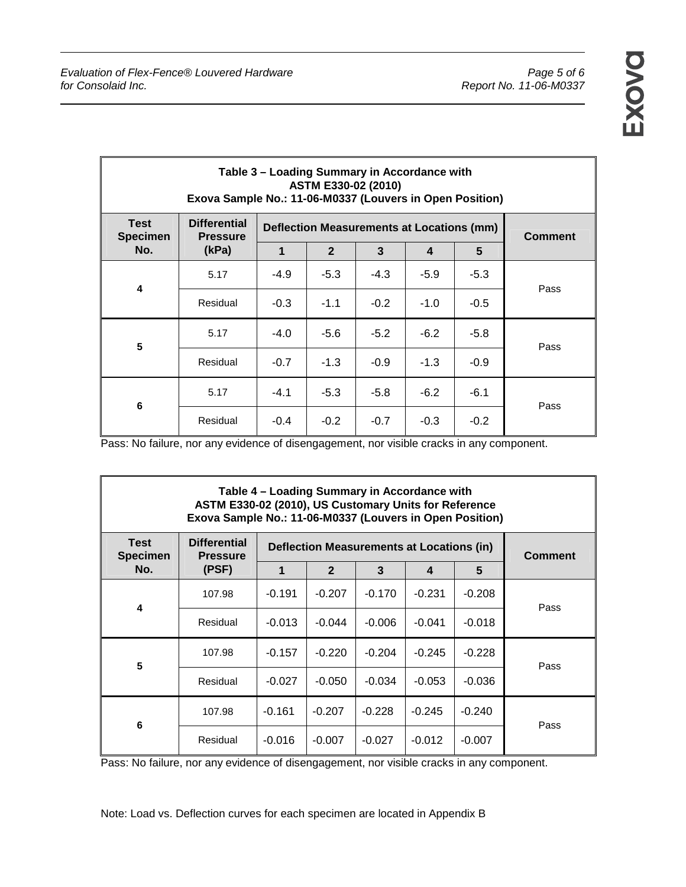**Table 3 – Loading Summary in Accordance with ASTM E330-02 (2010)**
**Exova Sample No.: 11-06-M0337 (Louvers in Open Position)**

| Test Specimen No. | Differential Pressure (kPa) | Deflection Measurements at Locations (mm) | | | | | Comment |
|---|---|---|---|---|---|---|---|
| | | 1 | 2 | 3 | 4 | 5 | |
| 4 | 5.17 | -4.9 | -5.3 | -4.3 | -5.9 | -5.3 | Pass |
| | Residual | -0.3 | -1.1 | -0.2 | -1.0 | -0.5 | |
| 5 | 5.17 | -4.0 | -5.6 | -5.2 | -6.2 | -5.8 | Pass |
| | Residual | -0.7 | -1.3 | -0.9 | -1.3 | -0.9 | |
| 6 | 5.17 | -4.1 | -5.3 | -5.8 | -6.2 | -6.1 | Pass |
| | Residual | -0.4 | -0.2 | -0.7 | -0.3 | -0.2 | |

Pass: No failure, nor any evidence of disengagement, nor visible cracks in any component.

**Table 4 – Loading Summary in Accordance with ASTM E330-02 (2010), US Customary Units for Reference**
**Exova Sample No.: 11-06-M0337 (Louvers in Open Position)**

| Test Specimen No. | Differential Pressure (PSF) | Deflection Measurements at Locations (in) | | | | | Comment |
|---|---|---|---|---|---|---|---|
| | | 1 | 2 | 3 | 4 | 5 | |
| 4 | 107.98 | -0.191 | -0.207 | -0.170 | -0.231 | -0.208 | Pass |
| | Residual | -0.013 | -0.044 | -0.006 | -0.041 | -0.018 | |
| 5 | 107.98 | -0.157 | -0.220 | -0.204 | -0.245 | -0.228 | Pass |
| | Residual | -0.027 | -0.050 | -0.034 | -0.053 | -0.036 | |
| 6 | 107.98 | -0.161 | -0.207 | -0.228 | -0.245 | -0.240 | Pass |
| | Residual | -0.016 | -0.007 | -0.027 | -0.012 | -0.007 | |

Pass: No failure, nor any evidence of disengagement, nor visible cracks in any component.

Note: Load vs. Deflection curves for each specimen are located in Appendix B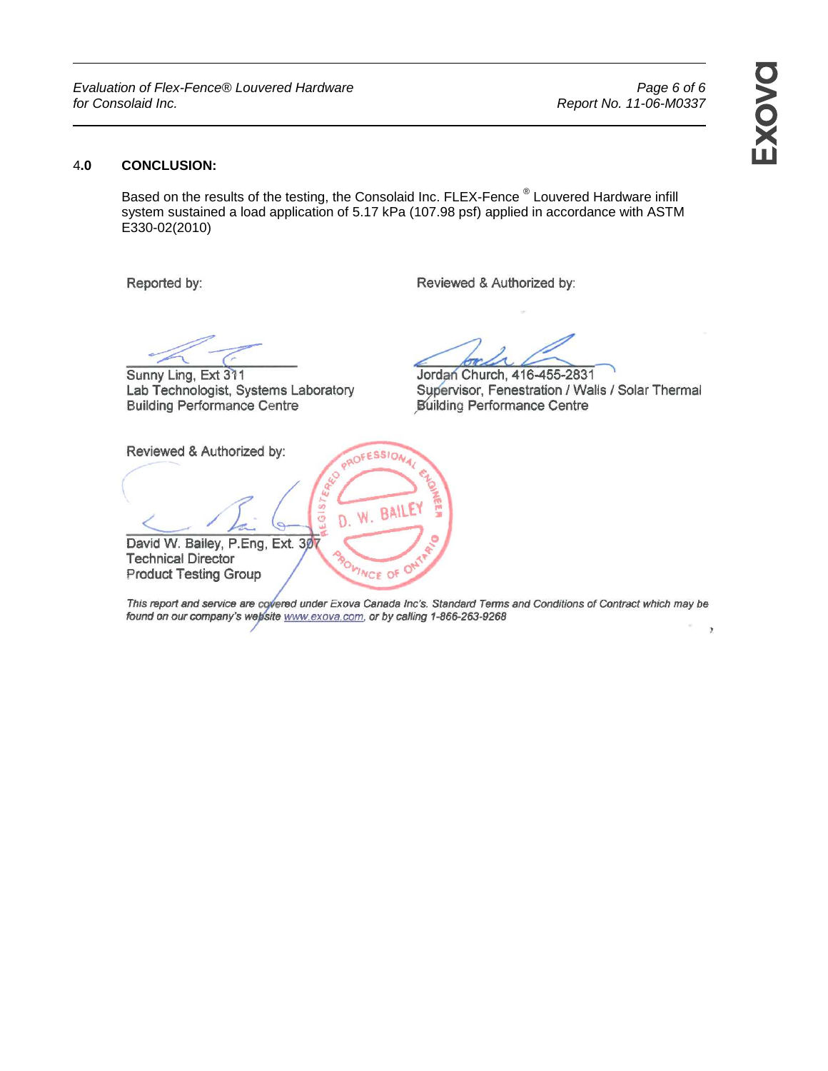## 4.0 CONCLUSION:

Based on the results of the testing, the Consolaid Inc. FLEX-Fence ® Louvered Hardware infill system sustained a load application of 5.17 kPa (107.98 psf) applied in accordance with ASTM E330-02(2010)

Reported by:

Sunny Ling, Ext 311
Lab Technologist, Systems Laboratory
Building Performance Centre

Reviewed & Authorized by:

Jordan Church, 416-455-2831
Supervisor, Fenestration / Walls / Solar Thermal
Building Performance Centre

Reviewed & Authorized by:

REGISTERED PROFESSIONAL ENGINEER
D. W. BAILEY
PROVINCE OF ONTARIO

David W. Bailey, P.Eng, Ext. 307
Technical Director
Product Testing Group

*This report and service are covered under Exova Canada Inc's. Standard Terms and Conditions of Contract which may be found on our company's website www.exova.com, or by calling 1-866-263-9268*